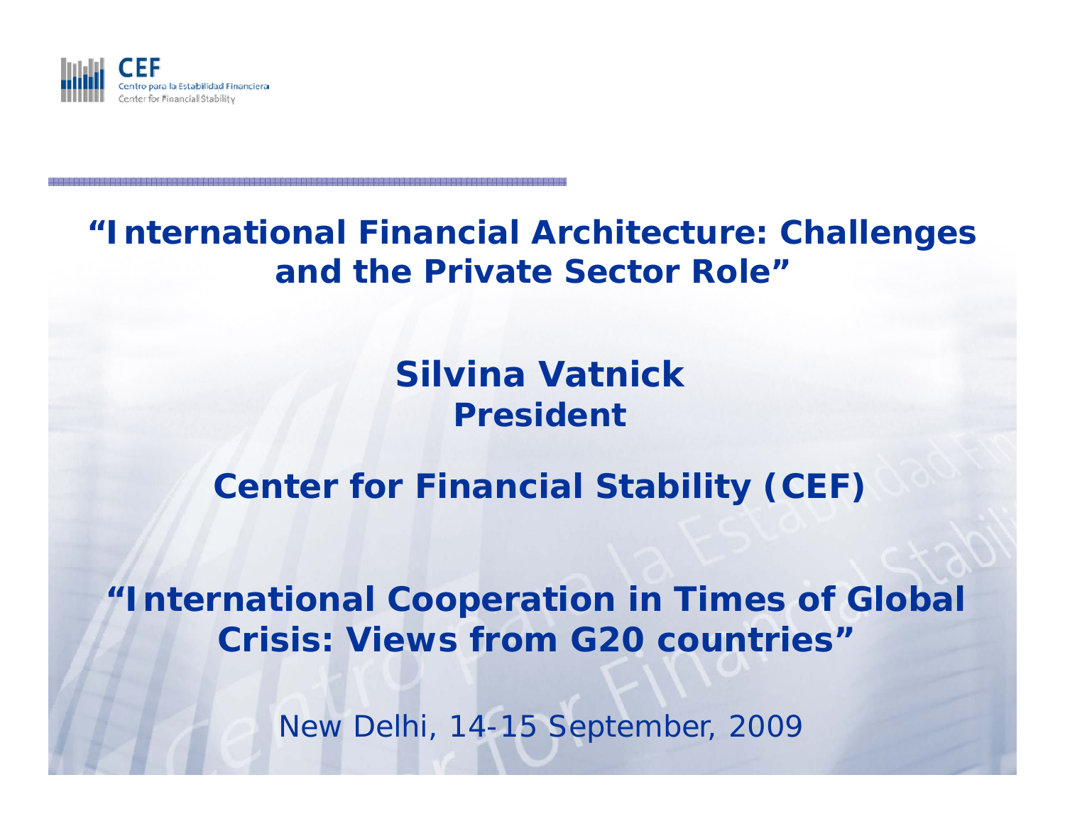CEF
Centro para la Estabilidad Financiera
Center for Financial Stability

# "International Financial Architecture: Challenges and the Private Sector Role"

**Silvina Vatnick**
**President**

**Center for Financial Stability (CEF)**

## "International Cooperation in Times of Global Crisis: Views from G20 countries"

New Delhi, 14-15 September, 2009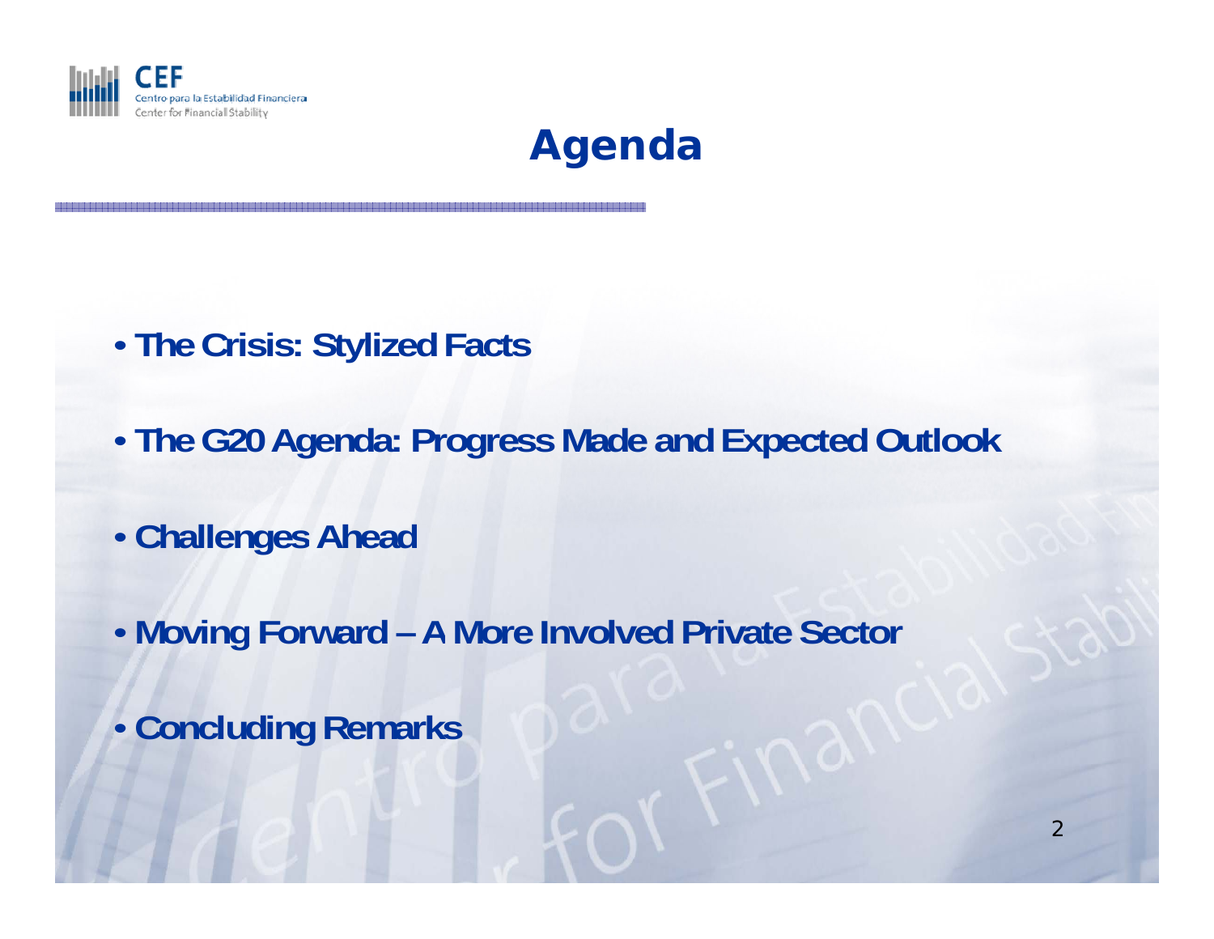# Agenda

- **The Crisis: Stylized Facts**
- **The G20 Agenda: Progress Made and Expected Outlook**
- **Challenges Ahead**
- **Moving Forward – A More Involved Private Sector**
- **Concluding Remarks**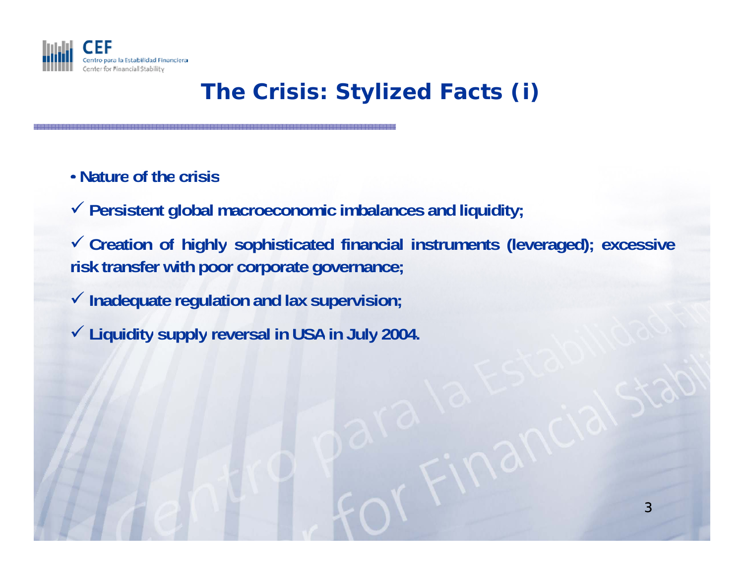# The Crisis: Stylized Facts (i)

- **Nature of the crisis**

✓ **Persistent global macroeconomic imbalances and liquidity;**

✓ **Creation of highly sophisticated financial instruments (leveraged); excessive risk transfer with poor corporate governance;**

✓ **Inadequate regulation and lax supervision;**

✓ **Liquidity supply reversal in USA in July 2004.**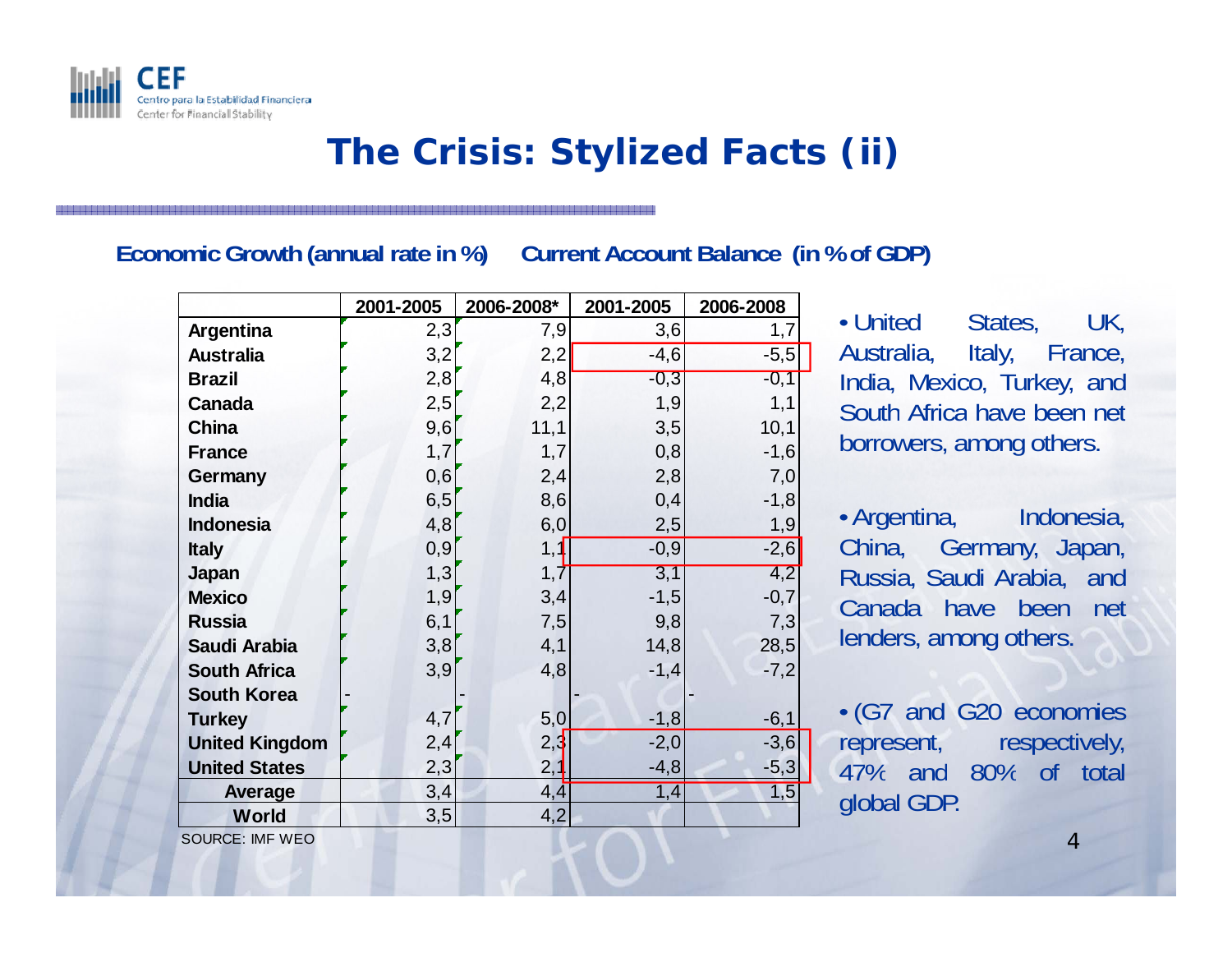# The Crisis: Stylized Facts (ii)

| | Economic Growth (annual rate in %) | | Current Account Balance (in % of GDP) | |
|---|---|---|---|---|
| | 2001-2005 | 2006-2008* | 2001-2005 | 2006-2008 |
| **Argentina** | 2,3 | 7,9 | 3,6 | 1,7 |
| **Australia** | 3,2 | 2,2 | -4,6 | -5,5 |
| **Brazil** | 2,8 | 4,8 | -0,3 | -0,1 |
| **Canada** | 2,5 | 2,2 | 1,9 | 1,1 |
| **China** | 9,6 | 11,1 | 3,5 | 10,1 |
| **France** | 1,7 | 1,7 | 0,8 | -1,6 |
| **Germany** | 0,6 | 2,4 | 2,8 | 7,0 |
| **India** | 6,5 | 8,6 | 0,4 | -1,8 |
| **Indonesia** | 4,8 | 6,0 | 2,5 | 1,9 |
| **Italy** | 0,9 | 1,1 | -0,9 | -2,6 |
| **Japan** | 1,3 | 1,7 | 3,1 | 4,2 |
| **Mexico** | 1,9 | 3,4 | -1,5 | -0,7 |
| **Russia** | 6,1 | 7,5 | 9,8 | 7,3 |
| **Saudi Arabia** | 3,8 | 4,1 | 14,8 | 28,5 |
| **South Africa** | 3,9 | 4,8 | -1,4 | -7,2 |
| **South Korea** | - | - | - | - |
| **Turkey** | 4,7 | 5,0 | -1,8 | -6,1 |
| **United Kingdom** | 2,4 | 2,3 | -2,0 | -3,6 |
| **United States** | 2,3 | 2,1 | -4,8 | -5,3 |
| **Average** | 3,4 | 4,4 | 1,4 | 1,5 |
| **World** | 3,5 | 4,2 | | |

SOURCE: IMF WEO

- United States, UK, Australia, Italy, France, India, Mexico, Turkey, and South Africa have been net borrowers, among others.
- Argentina, Indonesia, China, Germany, Japan, Russia, Saudi Arabia, and Canada have been net lenders, among others.
- (G7 and G20 economies represent, respectively, 47% and 80% of total global GDP.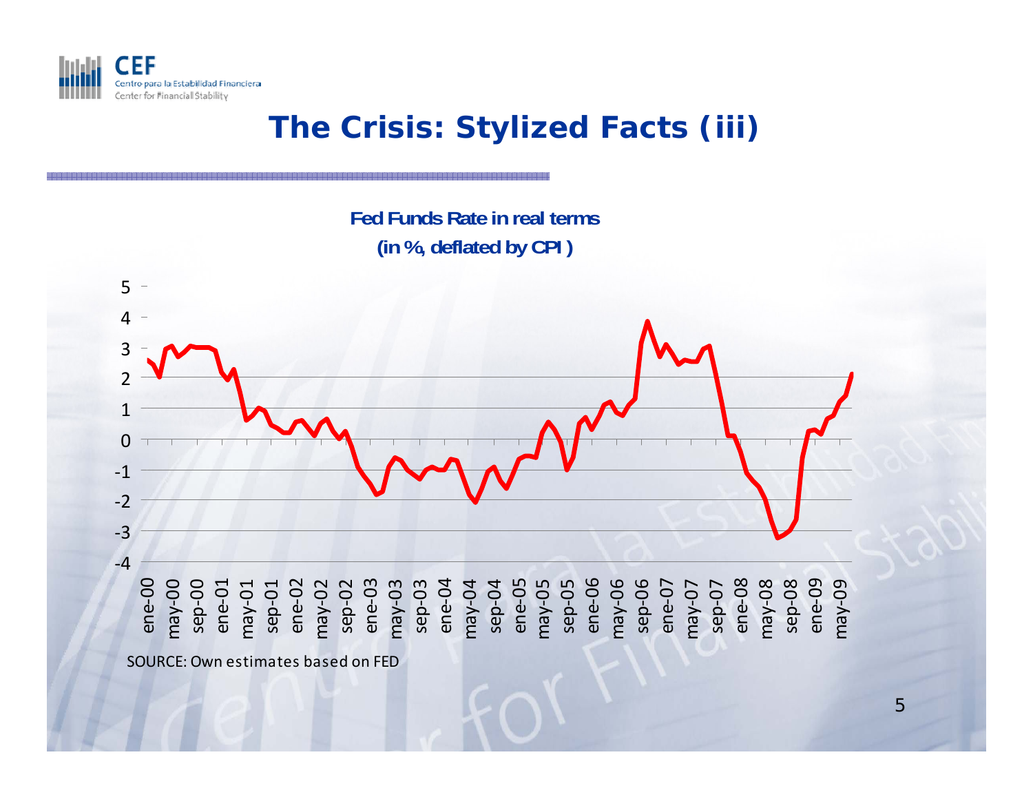# The Crisis: Stylized Facts (iii)

**Fed Funds Rate in real terms**
**(in %, deflated by CPI )**

SOURCE: Own estimates based on FED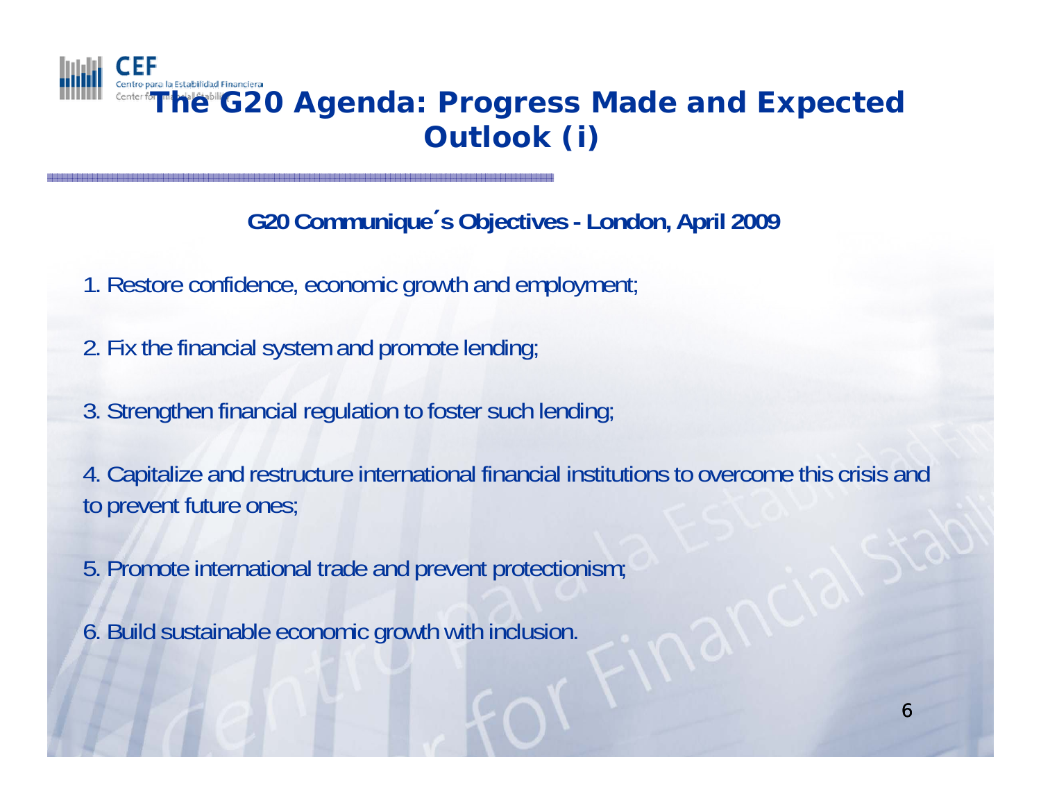# The G20 Agenda: Progress Made and Expected Outlook (i)

**G20 Communique´s Objectives - London, April 2009**

1. Restore confidence, economic growth and employment;

2. Fix the financial system and promote lending;

3. Strengthen financial regulation to foster such lending;

4. Capitalize and restructure international financial institutions to overcome this crisis and to prevent future ones;

5. Promote international trade and prevent protectionism;

6. Build sustainable economic growth with inclusion.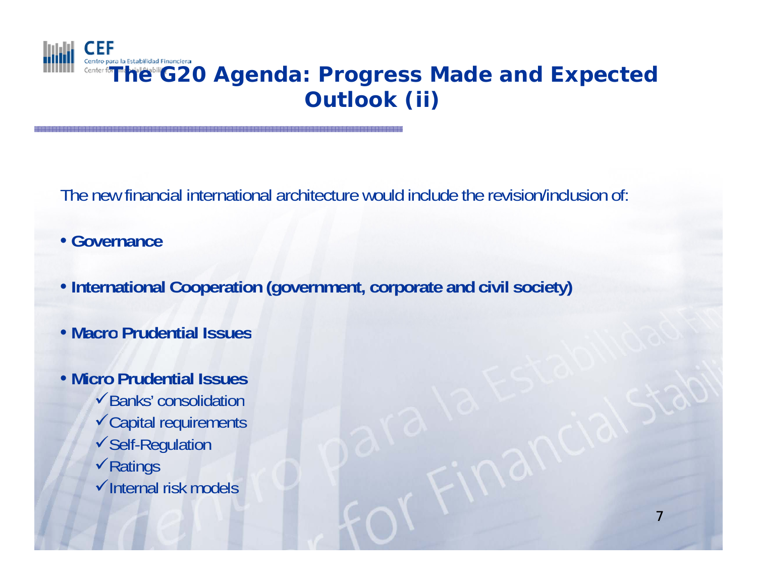# The G20 Agenda: Progress Made and Expected Outlook (ii)

The new financial international architecture would include the revision/inclusion of:

- **Governance**
- **International Cooperation (government, corporate and civil society)**
- **Macro Prudential Issues**
- **Micro Prudential Issues**
  - ✓ Banks' consolidation
  - ✓ Capital requirements
  - ✓ Self-Regulation
  - ✓ Ratings
  - ✓ Internal risk models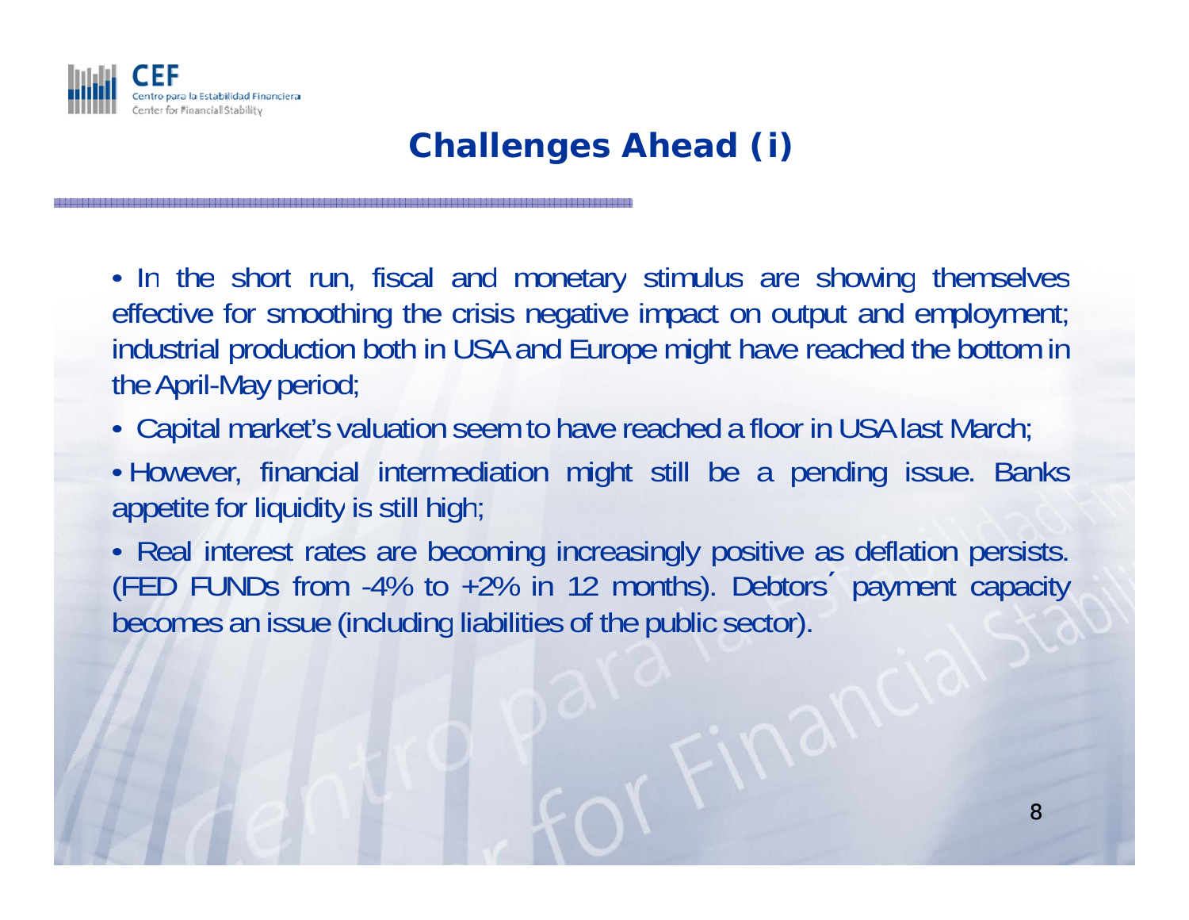# Challenges Ahead (i)

- In the short run, fiscal and monetary stimulus are showing themselves effective for smoothing the crisis negative impact on output and employment; industrial production both in USA and Europe might have reached the bottom in the April-May period;
- Capital market's valuation seem to have reached a floor in USA last March;
- However, financial intermediation might still be a pending issue. Banks appetite for liquidity is still high;
- Real interest rates are becoming increasingly positive as deflation persists. (FED FUNDs from -4% to +2% in 12 months). Debtors´ payment capacity becomes an issue (including liabilities of the public sector).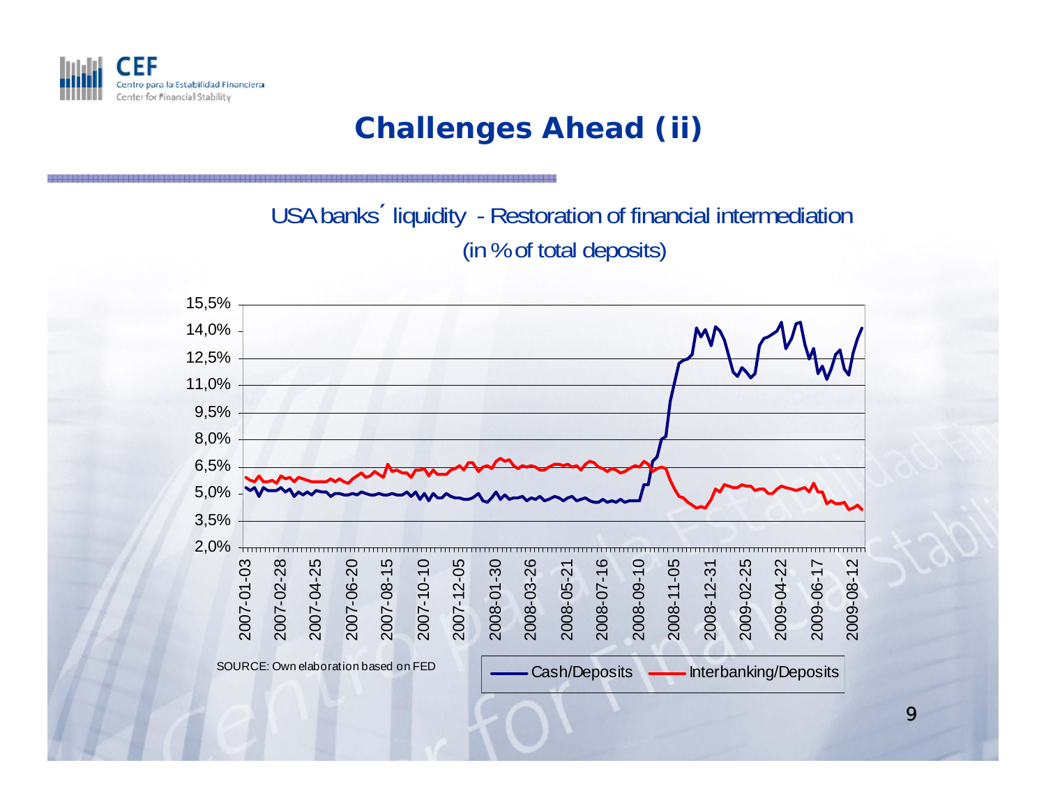# Challenges Ahead (ii)

USA banks´ liquidity - Restoration of financial intermediation

(in % of total deposits)

15,5%
14,0%
12,5%
11,0%
9,5%
8,0%
6,5%
5,0%
3,5%
2,0%

2007-01-03 2007-02-28 2007-04-25 2007-06-20 2007-08-15 2007-10-10 2007-12-05 2008-01-30 2008-03-26 2008-05-21 2008-07-16 2008-09-10 2008-11-05 2008-12-31 2009-02-25 2009-04-22 2009-06-17 2009-08-12

SOURCE: Own elaboration based on FED

Cash/Deposits — Interbanking/Deposits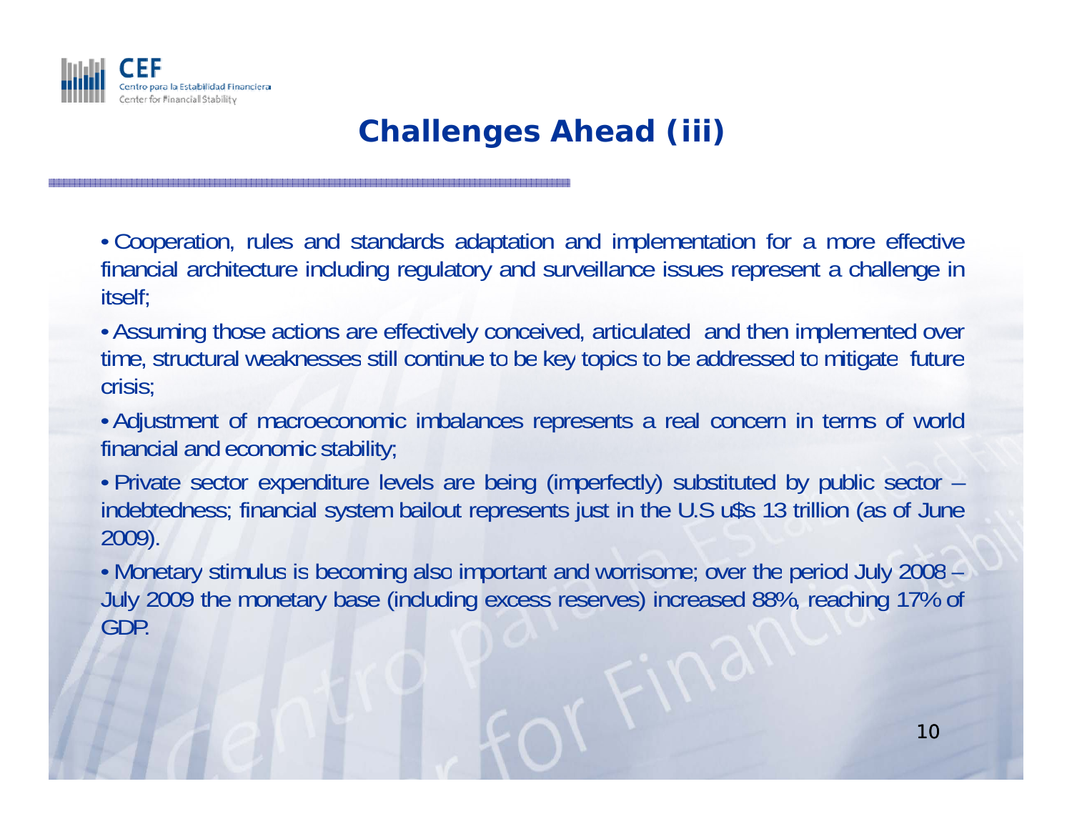# Challenges Ahead (iii)

- Cooperation, rules and standards adaptation and implementation for a more effective financial architecture including regulatory and surveillance issues represent a challenge in itself;
- Assuming those actions are effectively conceived, articulated and then implemented over time, structural weaknesses still continue to be key topics to be addressed to mitigate future crisis;
- Adjustment of macroeconomic imbalances represents a real concern in terms of world financial and economic stability;
- Private sector expenditure levels are being (imperfectly) substituted by public sector – indebtedness; financial system bailout represents just in the U.S u$s 13 trillion (as of June 2009).
- Monetary stimulus is becoming also important and worrisome; over the period July 2008 – July 2009 the monetary base (including excess reserves) increased 88%, reaching 17% of GDP.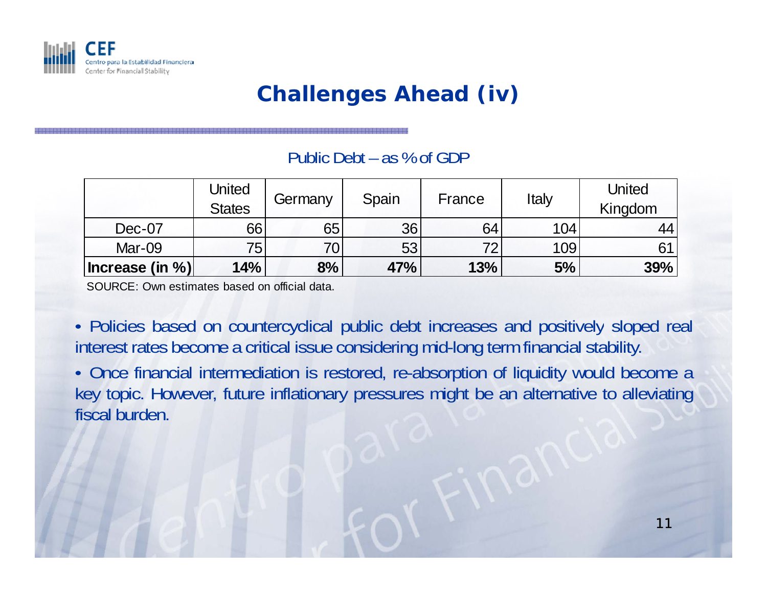# Challenges Ahead (iv)

Public Debt – as % of GDP

| | United States | Germany | Spain | France | Italy | United Kingdom |
|---|---|---|---|---|---|---|
| Dec-07 | 66 | 65 | 36 | 64 | 104 | 44 |
| Mar-09 | 75 | 70 | 53 | 72 | 109 | 61 |
| **Increase (in %)** | **14%** | **8%** | **47%** | **13%** | **5%** | **39%** |

SOURCE: Own estimates based on official data.

- Policies based on countercyclical public debt increases and positively sloped real interest rates become a critical issue considering mid-long term financial stability.
- Once financial intermediation is restored, re-absorption of liquidity would become a key topic. However, future inflationary pressures might be an alternative to alleviating fiscal burden.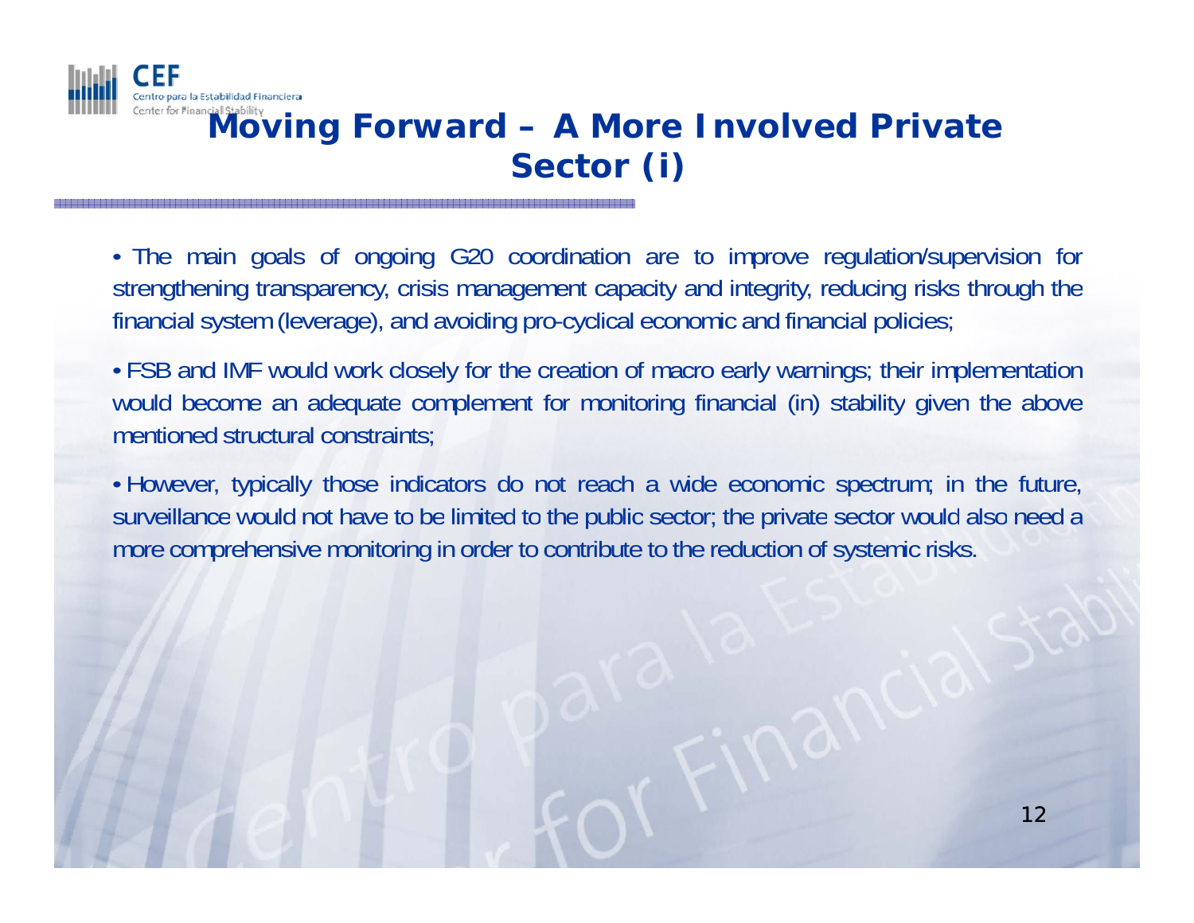# Moving Forward – A More Involved Private Sector (i)

- The main goals of ongoing G20 coordination are to improve regulation/supervision for strengthening transparency, crisis management capacity and integrity, reducing risks through the financial system (leverage), and avoiding pro-cyclical economic and financial policies;

- FSB and IMF would work closely for the creation of macro early warnings; their implementation would become an adequate complement for monitoring financial (in) stability given the above mentioned structural constraints;

- However, typically those indicators do not reach a wide economic spectrum; in the future, surveillance would not have to be limited to the public sector; the private sector would also need a more comprehensive monitoring in order to contribute to the reduction of systemic risks.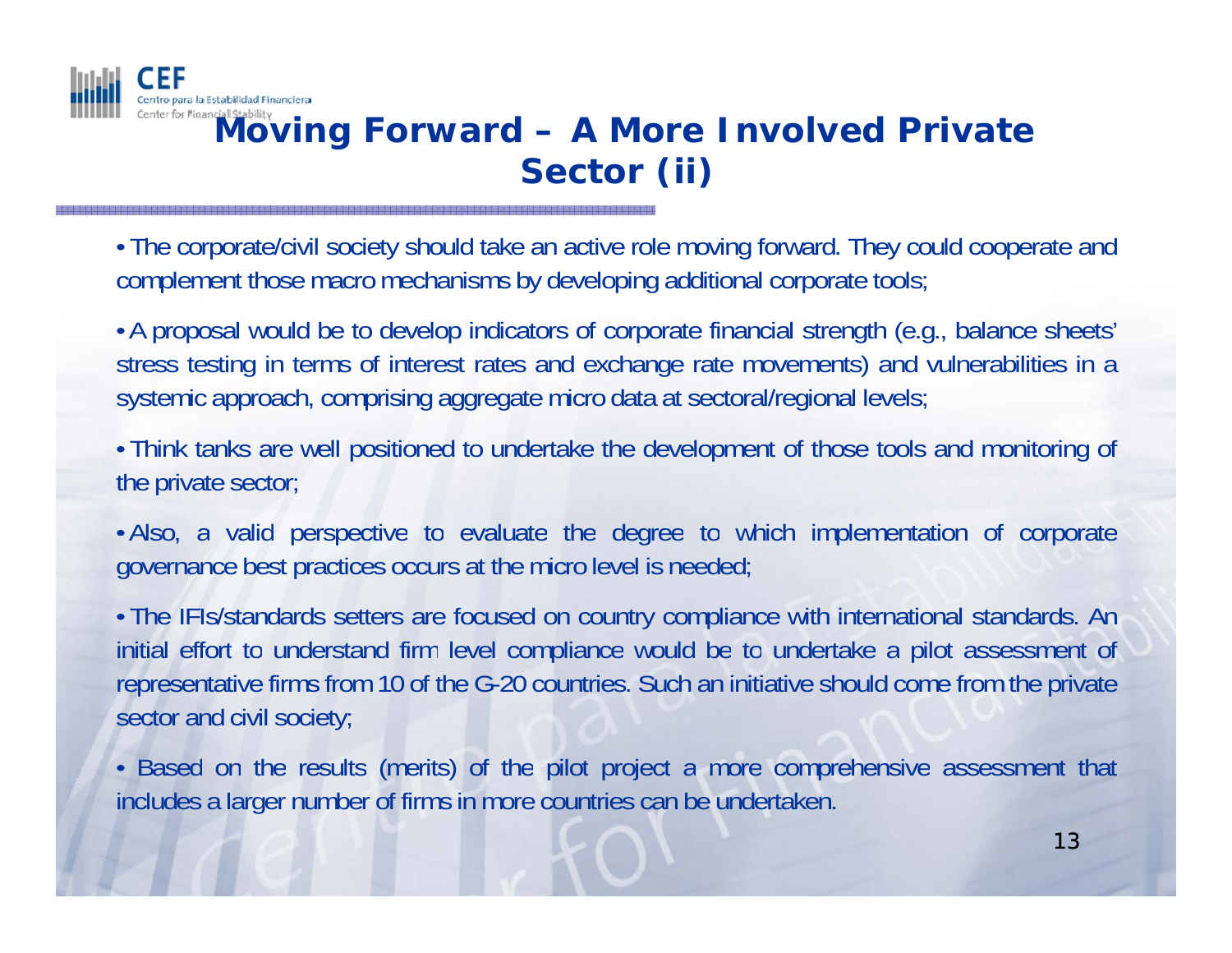# Moving Forward – A More Involved Private Sector (ii)

- The corporate/civil society should take an active role moving forward. They could cooperate and complement those macro mechanisms by developing additional corporate tools;
- A proposal would be to develop indicators of corporate financial strength (e.g., balance sheets' stress testing in terms of interest rates and exchange rate movements) and vulnerabilities in a systemic approach, comprising aggregate micro data at sectoral/regional levels;
- Think tanks are well positioned to undertake the development of those tools and monitoring of the private sector;
- Also, a valid perspective to evaluate the degree to which implementation of corporate governance best practices occurs at the micro level is needed;
- The IFIs/standards setters are focused on country compliance with international standards. An initial effort to understand firm level compliance would be to undertake a pilot assessment of representative firms from 10 of the G-20 countries. Such an initiative should come from the private sector and civil society;
- Based on the results (merits) of the pilot project a more comprehensive assessment that includes a larger number of firms in more countries can be undertaken.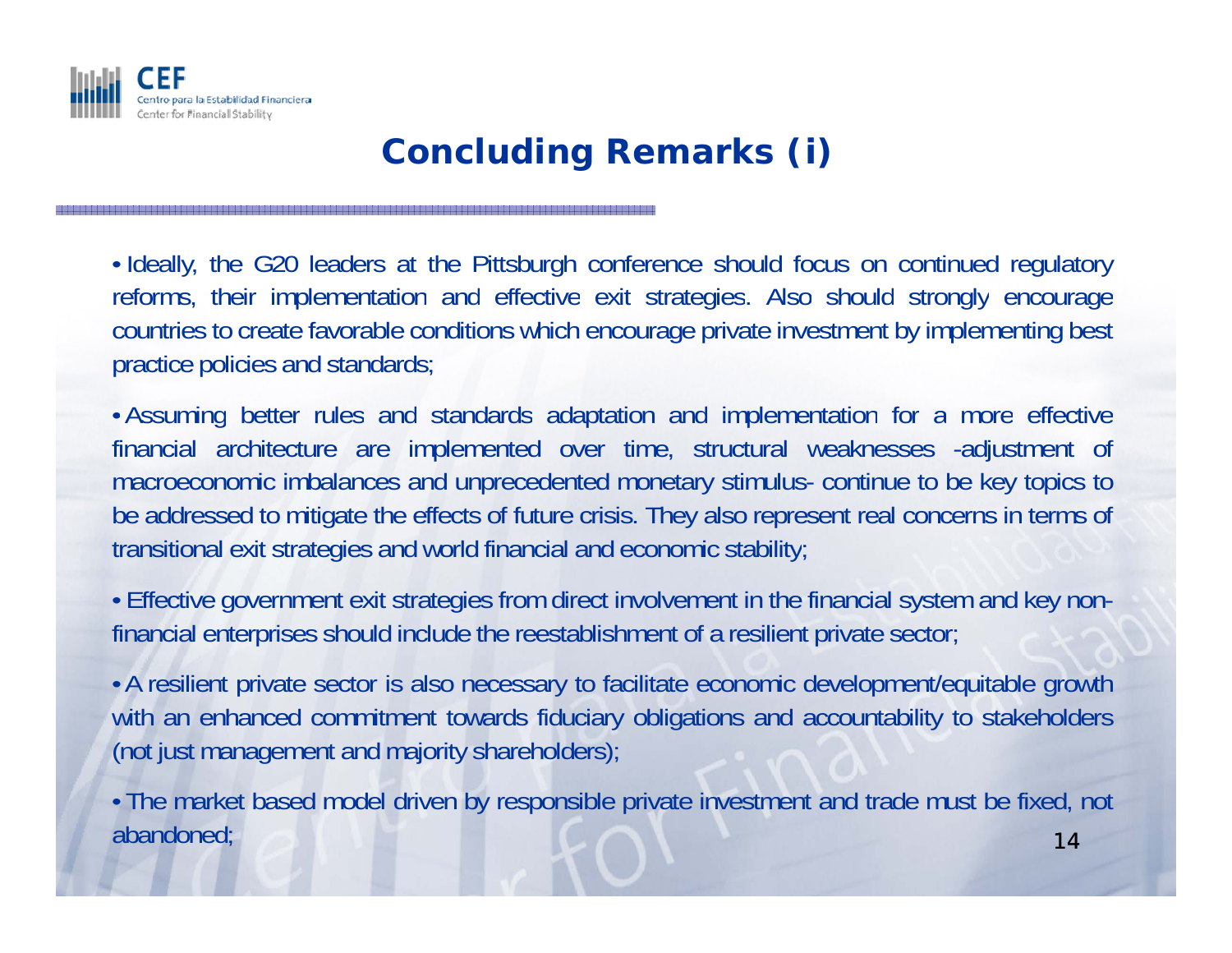# Concluding Remarks (i)

- Ideally, the G20 leaders at the Pittsburgh conference should focus on continued regulatory reforms, their implementation and effective exit strategies. Also should strongly encourage countries to create favorable conditions which encourage private investment by implementing best practice policies and standards;

- Assuming better rules and standards adaptation and implementation for a more effective financial architecture are implemented over time, structural weaknesses -adjustment of macroeconomic imbalances and unprecedented monetary stimulus- continue to be key topics to be addressed to mitigate the effects of future crisis. They also represent real concerns in terms of transitional exit strategies and world financial and economic stability;

- Effective government exit strategies from direct involvement in the financial system and key non-financial enterprises should include the reestablishment of a resilient private sector;

- A resilient private sector is also necessary to facilitate economic development/equitable growth with an enhanced commitment towards fiduciary obligations and accountability to stakeholders (not just management and majority shareholders);

- The market based model driven by responsible private investment and trade must be fixed, not abandoned;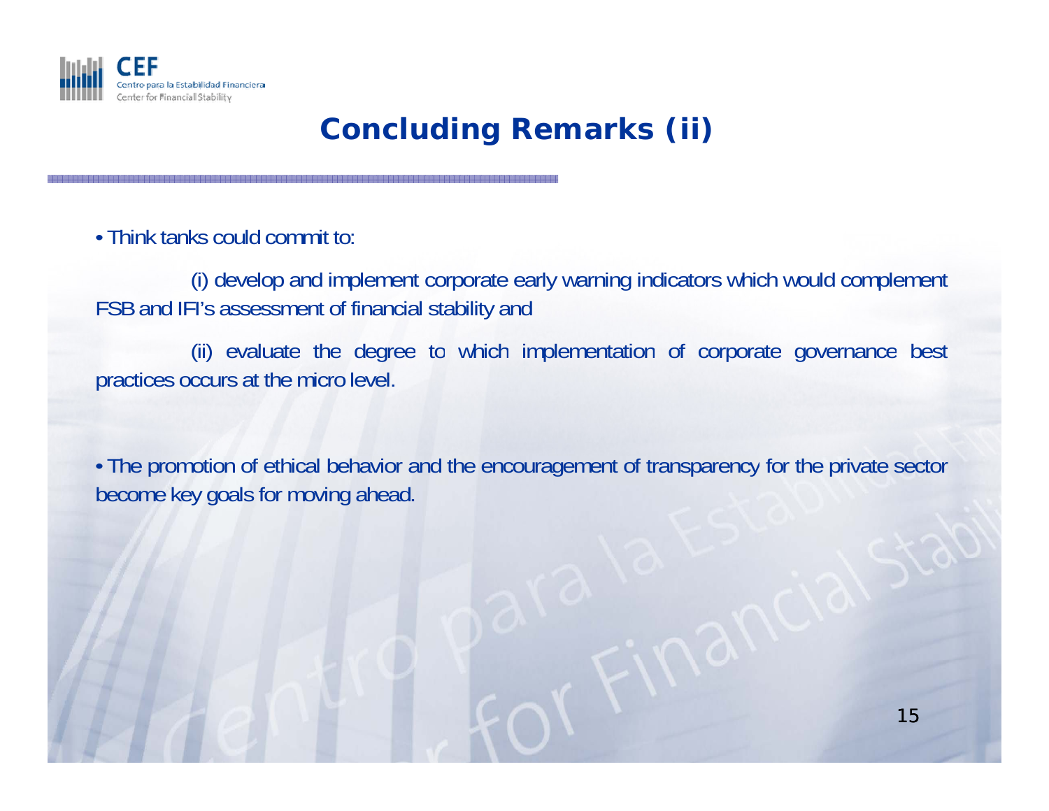# Concluding Remarks (ii)

- Think tanks could commit to:

  (i) develop and implement corporate early warning indicators which would complement FSB and IFI's assessment of financial stability and

  (ii) evaluate the degree to which implementation of corporate governance best practices occurs at the micro level.

- The promotion of ethical behavior and the encouragement of transparency for the private sector become key goals for moving ahead.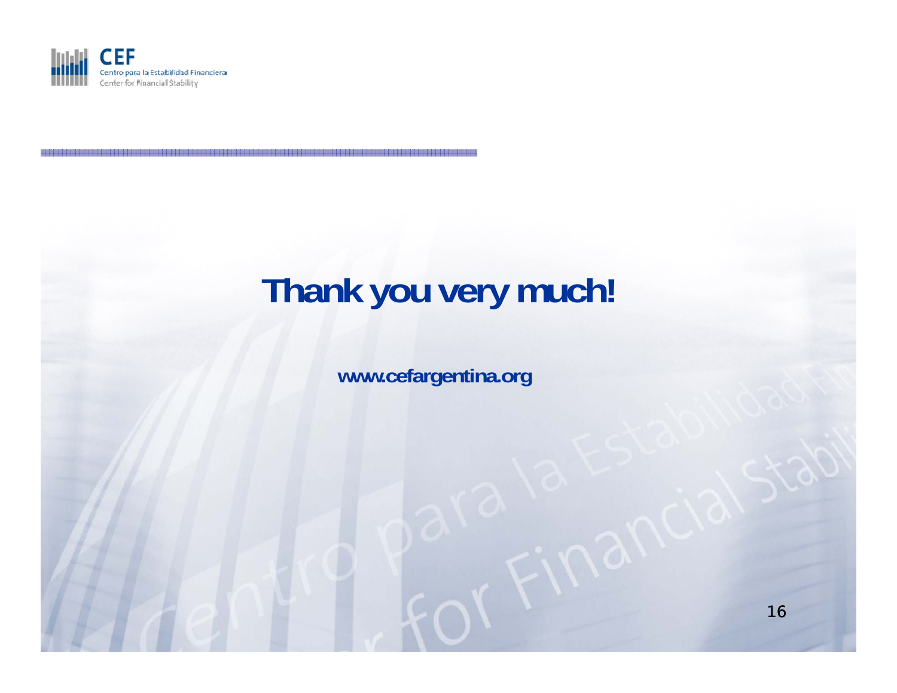# Thank you very much!

**www.cefargentina.org**